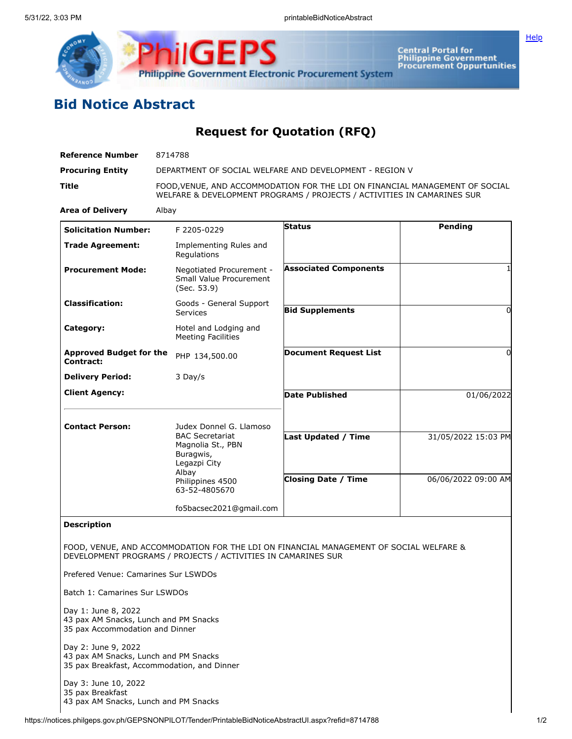# Bid Notice Abstract

## Request for Quotation (RFQ)

| | |
|---|---|
| **Reference Number** | 8714788 |
| **Procuring Entity** | DEPARTMENT OF SOCIAL WELFARE AND DEVELOPMENT - REGION V |
| **Title** | FOOD,VENUE, AND ACCOMMODATION FOR THE LDI ON FINANCIAL MANAGEMENT OF SOCIAL WELFARE & DEVELOPMENT PROGRAMS / PROJECTS / ACTIVITIES IN CAMARINES SUR |
| **Area of Delivery** | Albay |

| | | | |
|---|---|---|---|
| **Solicitation Number:** | F 2205-0229 | **Status** | Pending |
| **Trade Agreement:** | Implementing Rules and Regulations | | |
| **Procurement Mode:** | Negotiated Procurement - Small Value Procurement (Sec. 53.9) | **Associated Components** | 1 |
| **Classification:** | Goods - General Support Services | **Bid Supplements** | 0 |
| **Category:** | Hotel and Lodging and Meeting Facilities | | |
| **Approved Budget for the Contract:** | PHP 134,500.00 | **Document Request List** | 0 |
| **Delivery Period:** | 3 Day/s | | |
| **Client Agency:** | | **Date Published** | 01/06/2022 |
| **Contact Person:** | Judex Donnel G. Llamoso<br>BAC Secretariat<br>Magnolia St., PBN<br>Buragwis,<br>Legazpi City<br>Albay<br>Philippines 4500<br>63-52-4805670<br><br>fo5bacsec2021@gmail.com | **Last Updated / Time** | 31/05/2022 15:03 PM |
| | | **Closing Date / Time** | 06/06/2022 09:00 AM |

**Description**

FOOD, VENUE, AND ACCOMMODATION FOR THE LDI ON FINANCIAL MANAGEMENT OF SOCIAL WELFARE & DEVELOPMENT PROGRAMS / PROJECTS / ACTIVITIES IN CAMARINES SUR

Prefered Venue: Camarines Sur LSWDOs

Batch 1: Camarines Sur LSWDOs

Day 1: June 8, 2022
43 pax AM Snacks, Lunch and PM Snacks
35 pax Accommodation and Dinner

Day 2: June 9, 2022
43 pax AM Snacks, Lunch and PM Snacks
35 pax Breakfast, Accommodation, and Dinner

Day 3: June 10, 2022
35 pax Breakfast
43 pax AM Snacks, Lunch and PM Snacks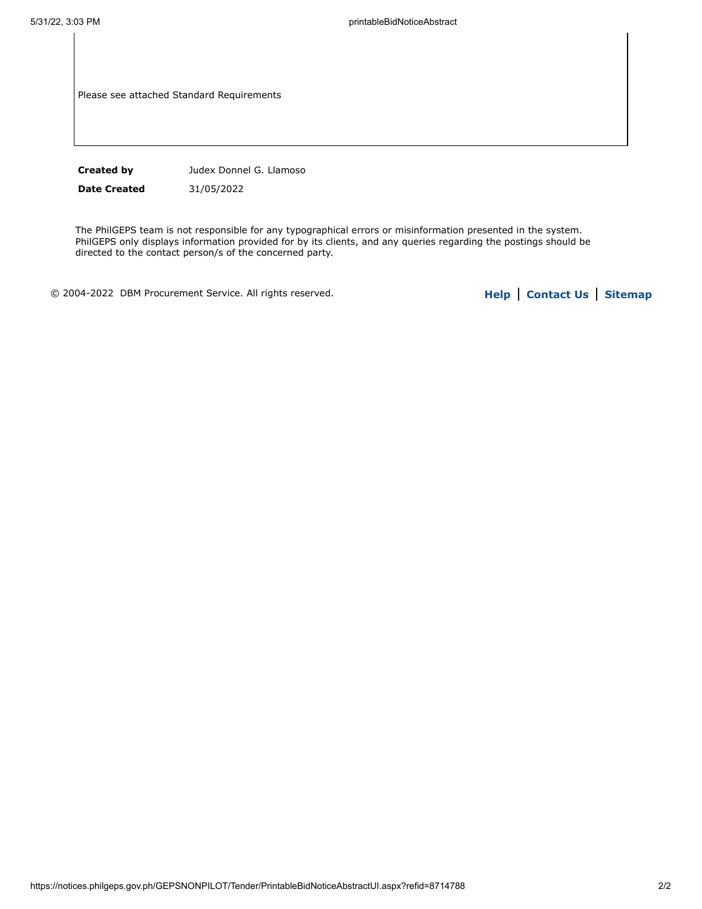Please see attached Standard Requirements

| | |
|---|---|
| **Created by** | Judex Donnel G. Llamoso |
| **Date Created** | 31/05/2022 |

The PhilGEPS team is not responsible for any typographical errors or misinformation presented in the system. PhilGEPS only displays information provided for by its clients, and any queries regarding the postings should be directed to the contact person/s of the concerned party.

© 2004-2022 DBM Procurement Service. All rights reserved.

**Help** | **Contact Us** | **Sitemap**